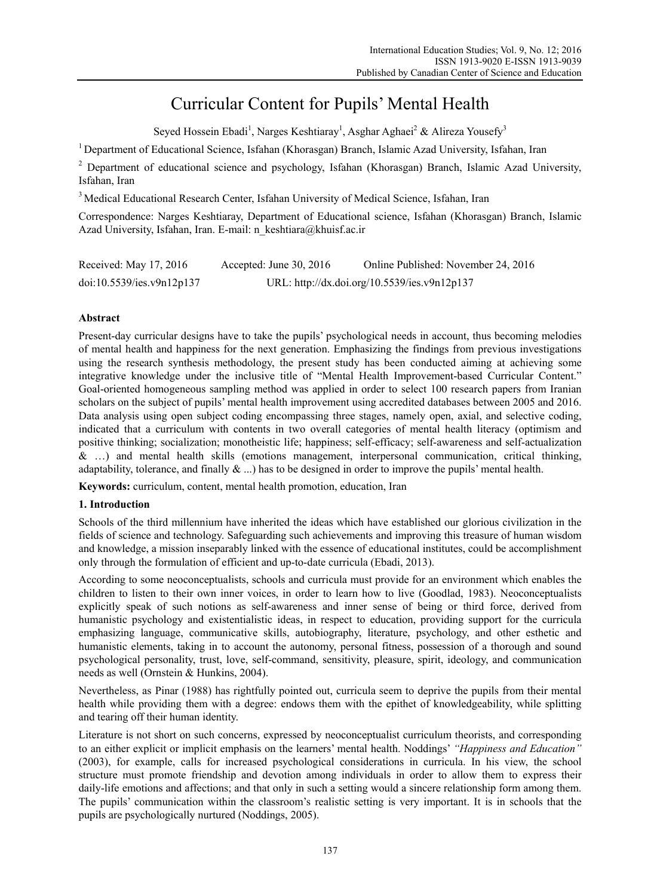# Curricular Content for Pupils' Mental Health

Seyed Hossein Ebadi[1], Narges Keshtiaray[1], Asghar Aghaei[2] & Alireza Yousefy[3]

[1] Department of Educational Science, Isfahan (Khorasgan) Branch, Islamic Azad University, Isfahan, Iran

[2] Department of educational science and psychology, Isfahan (Khorasgan) Branch, Islamic Azad University, Isfahan, Iran

[3] Medical Educational Research Center, Isfahan University of Medical Science, Isfahan, Iran

Correspondence: Narges Keshtiaray, Department of Educational science, Isfahan (Khorasgan) Branch, Islamic Azad University, Isfahan, Iran. E-mail: n_keshtiara@khuisf.ac.ir

Received: May 17, 2016 Accepted: June 30, 2016 Online Published: November 24, 2016

doi:10.5539/ies.v9n12p137 URL: http://dx.doi.org/10.5539/ies.v9n12p137

## Abstract

Present-day curricular designs have to take the pupils' psychological needs in account, thus becoming melodies of mental health and happiness for the next generation. Emphasizing the findings from previous investigations using the research synthesis methodology, the present study has been conducted aiming at achieving some integrative knowledge under the inclusive title of "Mental Health Improvement-based Curricular Content." Goal-oriented homogeneous sampling method was applied in order to select 100 research papers from Iranian scholars on the subject of pupils' mental health improvement using accredited databases between 2005 and 2016. Data analysis using open subject coding encompassing three stages, namely open, axial, and selective coding, indicated that a curriculum with contents in two overall categories of mental health literacy (optimism and positive thinking; socialization; monotheistic life; happiness; self-efficacy; self-awareness and self-actualization & …) and mental health skills (emotions management, interpersonal communication, critical thinking, adaptability, tolerance, and finally & ...) has to be designed in order to improve the pupils' mental health.

**Keywords:** curriculum, content, mental health promotion, education, Iran

## 1. Introduction

Schools of the third millennium have inherited the ideas which have established our glorious civilization in the fields of science and technology. Safeguarding such achievements and improving this treasure of human wisdom and knowledge, a mission inseparably linked with the essence of educational institutes, could be accomplishment only through the formulation of efficient and up-to-date curricula (Ebadi, 2013).

According to some neoconceptualists, schools and curricula must provide for an environment which enables the children to listen to their own inner voices, in order to learn how to live (Goodlad, 1983). Neoconceptualists explicitly speak of such notions as self-awareness and inner sense of being or third force, derived from humanistic psychology and existentialistic ideas, in respect to education, providing support for the curricula emphasizing language, communicative skills, autobiography, literature, psychology, and other esthetic and humanistic elements, taking in to account the autonomy, personal fitness, possession of a thorough and sound psychological personality, trust, love, self-command, sensitivity, pleasure, spirit, ideology, and communication needs as well (Ornstein & Hunkins, 2004).

Nevertheless, as Pinar (1988) has rightfully pointed out, curricula seem to deprive the pupils from their mental health while providing them with a degree: endows them with the epithet of knowledgeability, while splitting and tearing off their human identity.

Literature is not short on such concerns, expressed by neoconceptualist curriculum theorists, and corresponding to an either explicit or implicit emphasis on the learners' mental health. Noddings' *"Happiness and Education"* (2003), for example, calls for increased psychological considerations in curricula. In his view, the school structure must promote friendship and devotion among individuals in order to allow them to express their daily-life emotions and affections; and that only in such a setting would a sincere relationship form among them. The pupils' communication within the classroom's realistic setting is very important. It is in schools that the pupils are psychologically nurtured (Noddings, 2005).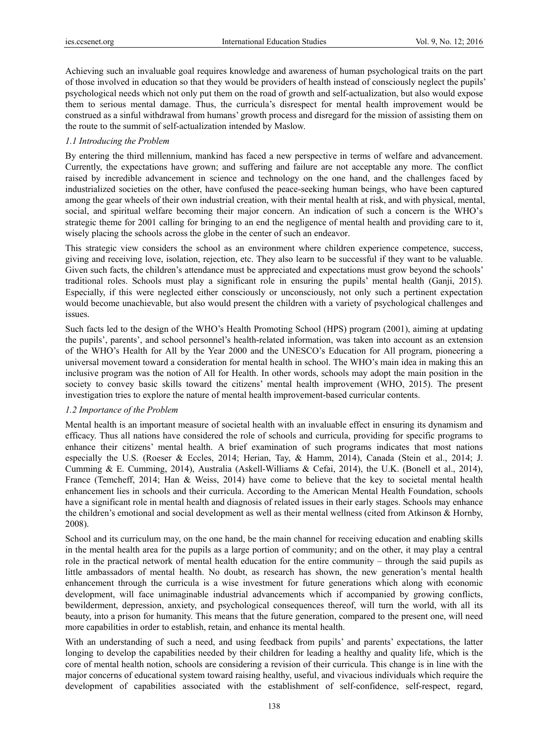Achieving such an invaluable goal requires knowledge and awareness of human psychological traits on the part of those involved in education so that they would be providers of health instead of consciously neglect the pupils' psychological needs which not only put them on the road of growth and self-actualization, but also would expose them to serious mental damage. Thus, the curricula's disrespect for mental health improvement would be construed as a sinful withdrawal from humans' growth process and disregard for the mission of assisting them on the route to the summit of self-actualization intended by Maslow.

### *1.1 Introducing the Problem*

By entering the third millennium, mankind has faced a new perspective in terms of welfare and advancement. Currently, the expectations have grown; and suffering and failure are not acceptable any more. The conflict raised by incredible advancement in science and technology on the one hand, and the challenges faced by industrialized societies on the other, have confused the peace-seeking human beings, who have been captured among the gear wheels of their own industrial creation, with their mental health at risk, and with physical, mental, social, and spiritual welfare becoming their major concern. An indication of such a concern is the WHO's strategic theme for 2001 calling for bringing to an end the negligence of mental health and providing care to it, wisely placing the schools across the globe in the center of such an endeavor.

This strategic view considers the school as an environment where children experience competence, success, giving and receiving love, isolation, rejection, etc. They also learn to be successful if they want to be valuable. Given such facts, the children's attendance must be appreciated and expectations must grow beyond the schools' traditional roles. Schools must play a significant role in ensuring the pupils' mental health (Ganji, 2015). Especially, if this were neglected either consciously or unconsciously, not only such a pertinent expectation would become unachievable, but also would present the children with a variety of psychological challenges and issues.

Such facts led to the design of the WHO's Health Promoting School (HPS) program (2001), aiming at updating the pupils', parents', and school personnel's health-related information, was taken into account as an extension of the WHO's Health for All by the Year 2000 and the UNESCO's Education for All program, pioneering a universal movement toward a consideration for mental health in school. The WHO's main idea in making this an inclusive program was the notion of All for Health. In other words, schools may adopt the main position in the society to convey basic skills toward the citizens' mental health improvement (WHO, 2015). The present investigation tries to explore the nature of mental health improvement-based curricular contents.

### *1.2 Importance of the Problem*

Mental health is an important measure of societal health with an invaluable effect in ensuring its dynamism and efficacy. Thus all nations have considered the role of schools and curricula, providing for specific programs to enhance their citizens' mental health. A brief examination of such programs indicates that most nations especially the U.S. (Roeser & Eccles, 2014; Herian, Tay, & Hamm, 2014), Canada (Stein et al., 2014; J. Cumming & E. Cumming, 2014), Australia (Askell-Williams & Cefai, 2014), the U.K. (Bonell et al., 2014), France (Temcheff, 2014; Han & Weiss, 2014) have come to believe that the key to societal mental health enhancement lies in schools and their curricula. According to the American Mental Health Foundation, schools have a significant role in mental health and diagnosis of related issues in their early stages. Schools may enhance the children's emotional and social development as well as their mental wellness (cited from Atkinson & Hornby, 2008).

School and its curriculum may, on the one hand, be the main channel for receiving education and enabling skills in the mental health area for the pupils as a large portion of community; and on the other, it may play a central role in the practical network of mental health education for the entire community – through the said pupils as little ambassadors of mental health. No doubt, as research has shown, the new generation's mental health enhancement through the curricula is a wise investment for future generations which along with economic development, will face unimaginable industrial advancements which if accompanied by growing conflicts, bewilderment, depression, anxiety, and psychological consequences thereof, will turn the world, with all its beauty, into a prison for humanity. This means that the future generation, compared to the present one, will need more capabilities in order to establish, retain, and enhance its mental health.

With an understanding of such a need, and using feedback from pupils' and parents' expectations, the latter longing to develop the capabilities needed by their children for leading a healthy and quality life, which is the core of mental health notion, schools are considering a revision of their curricula. This change is in line with the major concerns of educational system toward raising healthy, useful, and vivacious individuals which require the development of capabilities associated with the establishment of self-confidence, self-respect, regard,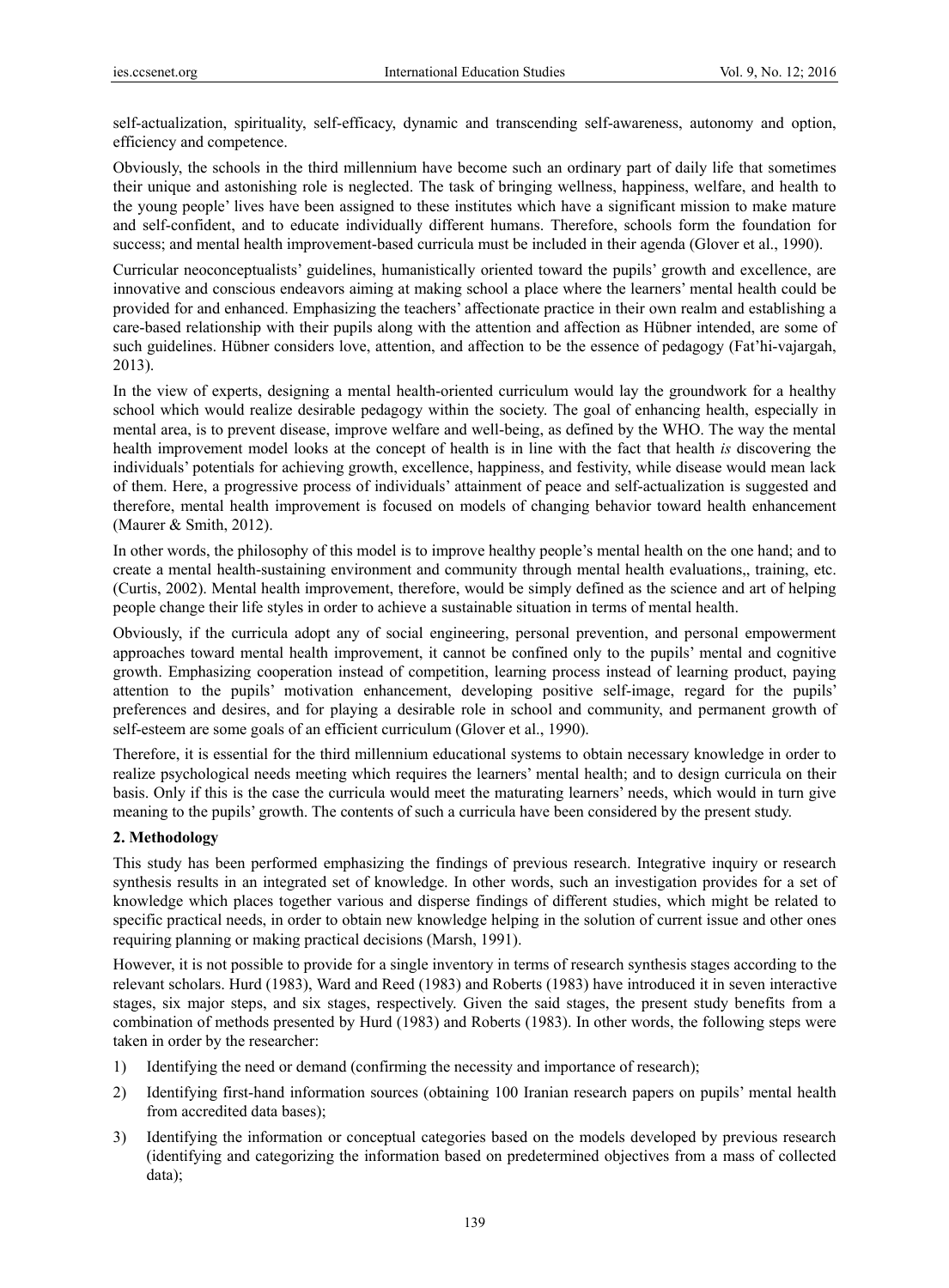self-actualization, spirituality, self-efficacy, dynamic and transcending self-awareness, autonomy and option, efficiency and competence.

Obviously, the schools in the third millennium have become such an ordinary part of daily life that sometimes their unique and astonishing role is neglected. The task of bringing wellness, happiness, welfare, and health to the young people' lives have been assigned to these institutes which have a significant mission to make mature and self-confident, and to educate individually different humans. Therefore, schools form the foundation for success; and mental health improvement-based curricula must be included in their agenda (Glover et al., 1990).

Curricular neoconceptualists' guidelines, humanistically oriented toward the pupils' growth and excellence, are innovative and conscious endeavors aiming at making school a place where the learners' mental health could be provided for and enhanced. Emphasizing the teachers' affectionate practice in their own realm and establishing a care-based relationship with their pupils along with the attention and affection as Hübner intended, are some of such guidelines. Hübner considers love, attention, and affection to be the essence of pedagogy (Fat'hi-vajargah, 2013).

In the view of experts, designing a mental health-oriented curriculum would lay the groundwork for a healthy school which would realize desirable pedagogy within the society. The goal of enhancing health, especially in mental area, is to prevent disease, improve welfare and well-being, as defined by the WHO. The way the mental health improvement model looks at the concept of health is in line with the fact that health *is* discovering the individuals' potentials for achieving growth, excellence, happiness, and festivity, while disease would mean lack of them. Here, a progressive process of individuals' attainment of peace and self-actualization is suggested and therefore, mental health improvement is focused on models of changing behavior toward health enhancement (Maurer & Smith, 2012).

In other words, the philosophy of this model is to improve healthy people's mental health on the one hand; and to create a mental health-sustaining environment and community through mental health evaluations,, training, etc. (Curtis, 2002). Mental health improvement, therefore, would be simply defined as the science and art of helping people change their life styles in order to achieve a sustainable situation in terms of mental health.

Obviously, if the curricula adopt any of social engineering, personal prevention, and personal empowerment approaches toward mental health improvement, it cannot be confined only to the pupils' mental and cognitive growth. Emphasizing cooperation instead of competition, learning process instead of learning product, paying attention to the pupils' motivation enhancement, developing positive self-image, regard for the pupils' preferences and desires, and for playing a desirable role in school and community, and permanent growth of self-esteem are some goals of an efficient curriculum (Glover et al., 1990).

Therefore, it is essential for the third millennium educational systems to obtain necessary knowledge in order to realize psychological needs meeting which requires the learners' mental health; and to design curricula on their basis. Only if this is the case the curricula would meet the maturating learners' needs, which would in turn give meaning to the pupils' growth. The contents of such a curricula have been considered by the present study.

## 2. Methodology

This study has been performed emphasizing the findings of previous research. Integrative inquiry or research synthesis results in an integrated set of knowledge. In other words, such an investigation provides for a set of knowledge which places together various and disperse findings of different studies, which might be related to specific practical needs, in order to obtain new knowledge helping in the solution of current issue and other ones requiring planning or making practical decisions (Marsh, 1991).

However, it is not possible to provide for a single inventory in terms of research synthesis stages according to the relevant scholars. Hurd (1983), Ward and Reed (1983) and Roberts (1983) have introduced it in seven interactive stages, six major steps, and six stages, respectively. Given the said stages, the present study benefits from a combination of methods presented by Hurd (1983) and Roberts (1983). In other words, the following steps were taken in order by the researcher:

1) Identifying the need or demand (confirming the necessity and importance of research);
2) Identifying first-hand information sources (obtaining 100 Iranian research papers on pupils' mental health from accredited data bases);
3) Identifying the information or conceptual categories based on the models developed by previous research (identifying and categorizing the information based on predetermined objectives from a mass of collected data);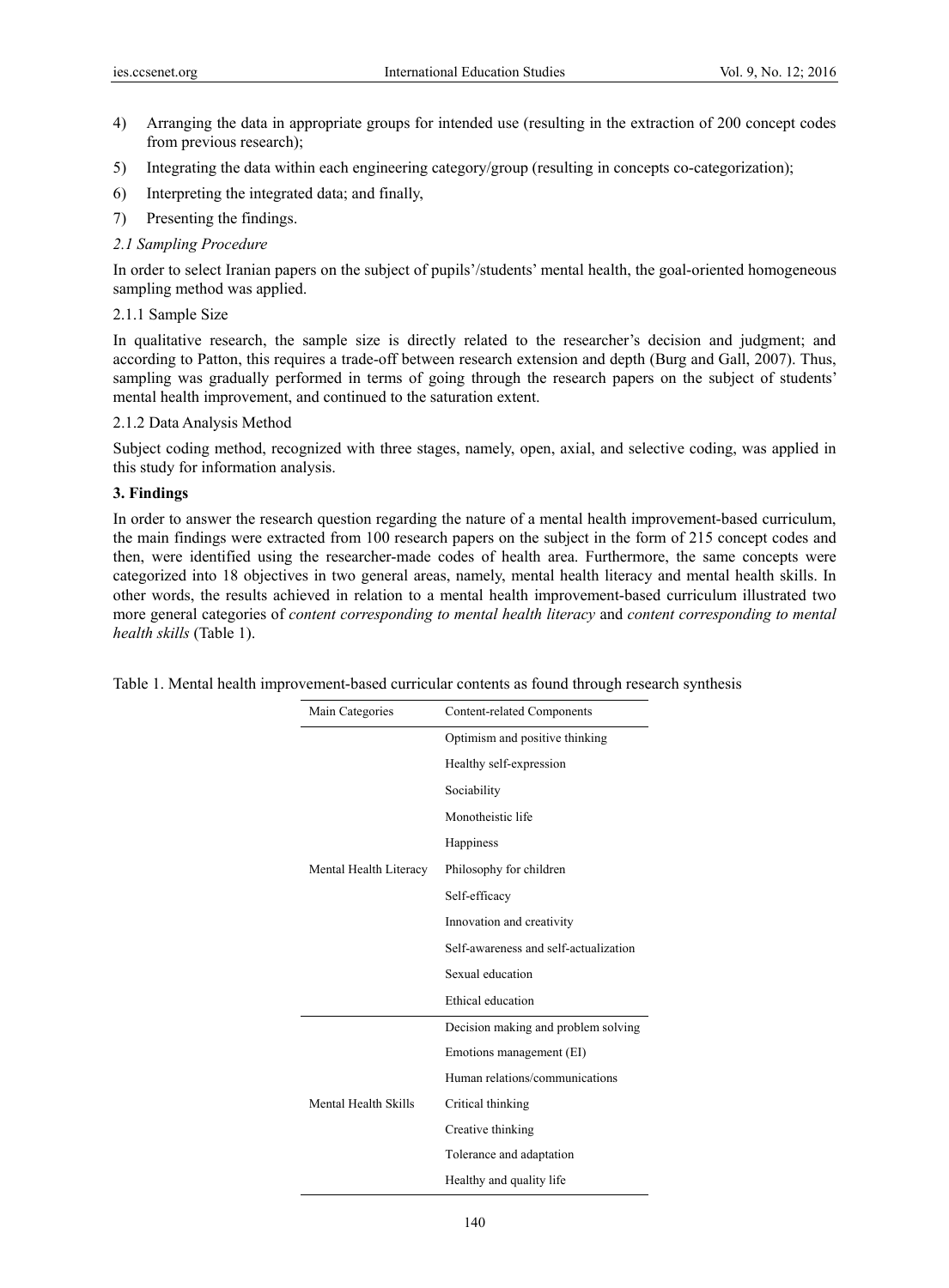4) Arranging the data in appropriate groups for intended use (resulting in the extraction of 200 concept codes from previous research);
5) Integrating the data within each engineering category/group (resulting in concepts co-categorization);
6) Interpreting the integrated data; and finally,
7) Presenting the findings.

### *2.1 Sampling Procedure*

In order to select Iranian papers on the subject of pupils'/students' mental health, the goal-oriented homogeneous sampling method was applied.

#### 2.1.1 Sample Size

In qualitative research, the sample size is directly related to the researcher's decision and judgment; and according to Patton, this requires a trade-off between research extension and depth (Burg and Gall, 2007). Thus, sampling was gradually performed in terms of going through the research papers on the subject of students' mental health improvement, and continued to the saturation extent.

#### 2.1.2 Data Analysis Method

Subject coding method, recognized with three stages, namely, open, axial, and selective coding, was applied in this study for information analysis.

## 3. Findings

In order to answer the research question regarding the nature of a mental health improvement-based curriculum, the main findings were extracted from 100 research papers on the subject in the form of 215 concept codes and then, were identified using the researcher-made codes of health area. Furthermore, the same concepts were categorized into 18 objectives in two general areas, namely, mental health literacy and mental health skills. In other words, the results achieved in relation to a mental health improvement-based curriculum illustrated two more general categories of *content corresponding to mental health literacy* and *content corresponding to mental health skills* (Table 1).

Table 1. Mental health improvement-based curricular contents as found through research synthesis

| Main Categories | Content-related Components |
|---|---|
| Mental Health Literacy | Optimism and positive thinking |
| | Healthy self-expression |
| | Sociability |
| | Monotheistic life |
| | Happiness |
| | Philosophy for children |
| | Self-efficacy |
| | Innovation and creativity |
| | Self-awareness and self-actualization |
| | Sexual education |
| | Ethical education |
| Mental Health Skills | Decision making and problem solving |
| | Emotions management (EI) |
| | Human relations/communications |
| | Critical thinking |
| | Creative thinking |
| | Tolerance and adaptation |
| | Healthy and quality life |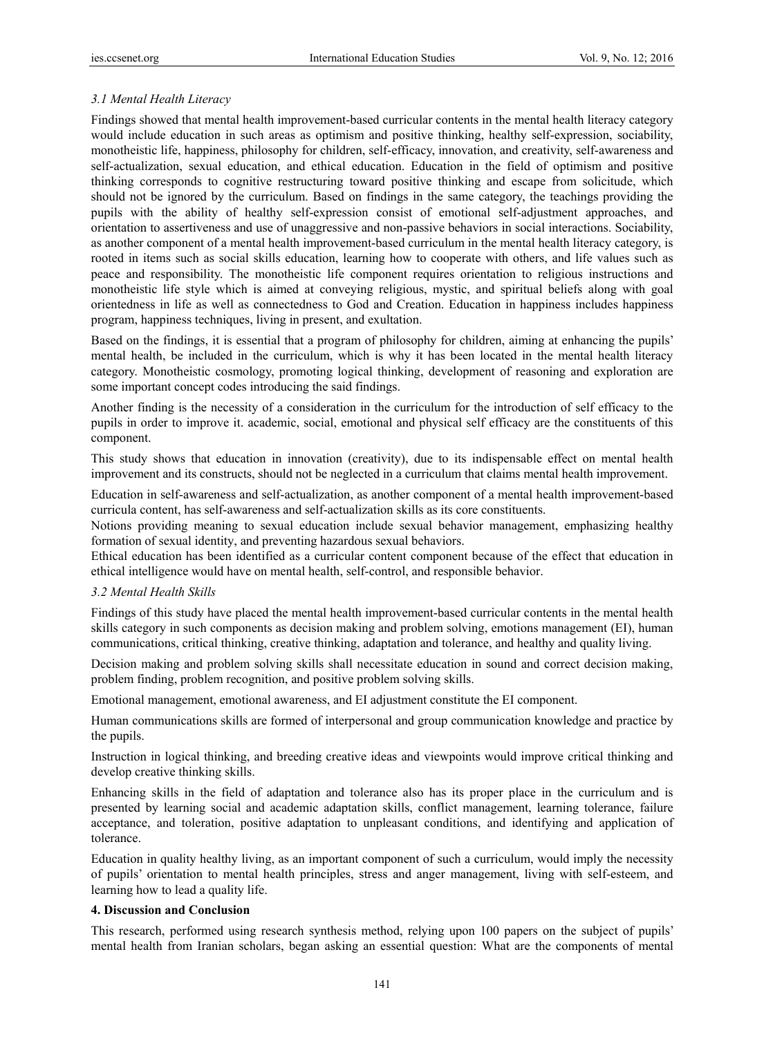### *3.1 Mental Health Literacy*

Findings showed that mental health improvement-based curricular contents in the mental health literacy category would include education in such areas as optimism and positive thinking, healthy self-expression, sociability, monotheistic life, happiness, philosophy for children, self-efficacy, innovation, and creativity, self-awareness and self-actualization, sexual education, and ethical education. Education in the field of optimism and positive thinking corresponds to cognitive restructuring toward positive thinking and escape from solicitude, which should not be ignored by the curriculum. Based on findings in the same category, the teachings providing the pupils with the ability of healthy self-expression consist of emotional self-adjustment approaches, and orientation to assertiveness and use of unaggressive and non-passive behaviors in social interactions. Sociability, as another component of a mental health improvement-based curriculum in the mental health literacy category, is rooted in items such as social skills education, learning how to cooperate with others, and life values such as peace and responsibility. The monotheistic life component requires orientation to religious instructions and monotheistic life style which is aimed at conveying religious, mystic, and spiritual beliefs along with goal orientedness in life as well as connectedness to God and Creation. Education in happiness includes happiness program, happiness techniques, living in present, and exultation.

Based on the findings, it is essential that a program of philosophy for children, aiming at enhancing the pupils' mental health, be included in the curriculum, which is why it has been located in the mental health literacy category. Monotheistic cosmology, promoting logical thinking, development of reasoning and exploration are some important concept codes introducing the said findings.

Another finding is the necessity of a consideration in the curriculum for the introduction of self efficacy to the pupils in order to improve it. academic, social, emotional and physical self efficacy are the constituents of this component.

This study shows that education in innovation (creativity), due to its indispensable effect on mental health improvement and its constructs, should not be neglected in a curriculum that claims mental health improvement.

Education in self-awareness and self-actualization, as another component of a mental health improvement-based curricula content, has self-awareness and self-actualization skills as its core constituents.

Notions providing meaning to sexual education include sexual behavior management, emphasizing healthy formation of sexual identity, and preventing hazardous sexual behaviors.

Ethical education has been identified as a curricular content component because of the effect that education in ethical intelligence would have on mental health, self-control, and responsible behavior.

### *3.2 Mental Health Skills*

Findings of this study have placed the mental health improvement-based curricular contents in the mental health skills category in such components as decision making and problem solving, emotions management (EI), human communications, critical thinking, creative thinking, adaptation and tolerance, and healthy and quality living.

Decision making and problem solving skills shall necessitate education in sound and correct decision making, problem finding, problem recognition, and positive problem solving skills.

Emotional management, emotional awareness, and EI adjustment constitute the EI component.

Human communications skills are formed of interpersonal and group communication knowledge and practice by the pupils.

Instruction in logical thinking, and breeding creative ideas and viewpoints would improve critical thinking and develop creative thinking skills.

Enhancing skills in the field of adaptation and tolerance also has its proper place in the curriculum and is presented by learning social and academic adaptation skills, conflict management, learning tolerance, failure acceptance, and toleration, positive adaptation to unpleasant conditions, and identifying and application of tolerance.

Education in quality healthy living, as an important component of such a curriculum, would imply the necessity of pupils' orientation to mental health principles, stress and anger management, living with self-esteem, and learning how to lead a quality life.

## 4. Discussion and Conclusion

This research, performed using research synthesis method, relying upon 100 papers on the subject of pupils' mental health from Iranian scholars, began asking an essential question: What are the components of mental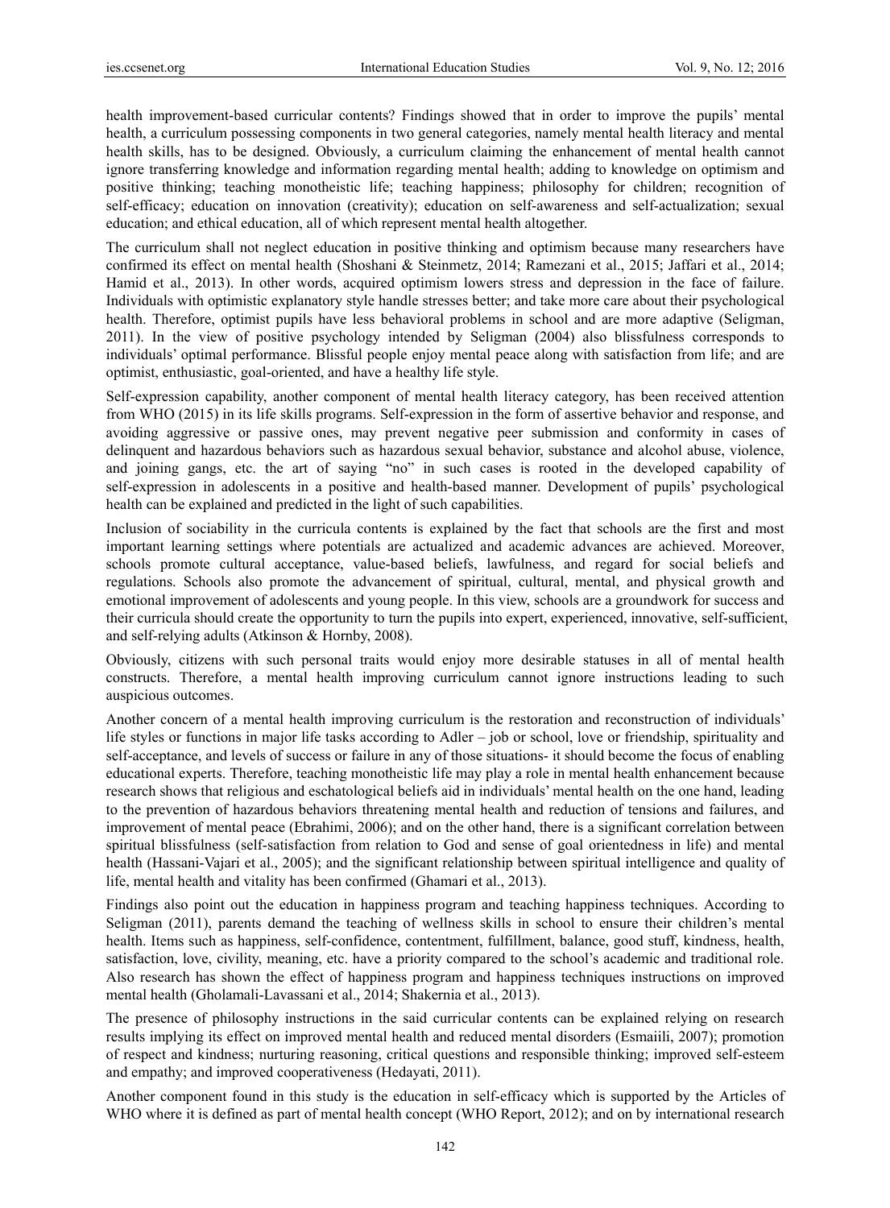health improvement-based curricular contents? Findings showed that in order to improve the pupils' mental health, a curriculum possessing components in two general categories, namely mental health literacy and mental health skills, has to be designed. Obviously, a curriculum claiming the enhancement of mental health cannot ignore transferring knowledge and information regarding mental health; adding to knowledge on optimism and positive thinking; teaching monotheistic life; teaching happiness; philosophy for children; recognition of self-efficacy; education on innovation (creativity); education on self-awareness and self-actualization; sexual education; and ethical education, all of which represent mental health altogether.

The curriculum shall not neglect education in positive thinking and optimism because many researchers have confirmed its effect on mental health (Shoshani & Steinmetz, 2014; Ramezani et al., 2015; Jaffari et al., 2014; Hamid et al., 2013). In other words, acquired optimism lowers stress and depression in the face of failure. Individuals with optimistic explanatory style handle stresses better; and take more care about their psychological health. Therefore, optimist pupils have less behavioral problems in school and are more adaptive (Seligman, 2011). In the view of positive psychology intended by Seligman (2004) also blissfulness corresponds to individuals' optimal performance. Blissful people enjoy mental peace along with satisfaction from life; and are optimist, enthusiastic, goal-oriented, and have a healthy life style.

Self-expression capability, another component of mental health literacy category, has been received attention from WHO (2015) in its life skills programs. Self-expression in the form of assertive behavior and response, and avoiding aggressive or passive ones, may prevent negative peer submission and conformity in cases of delinquent and hazardous behaviors such as hazardous sexual behavior, substance and alcohol abuse, violence, and joining gangs, etc. the art of saying "no" in such cases is rooted in the developed capability of self-expression in adolescents in a positive and health-based manner. Development of pupils' psychological health can be explained and predicted in the light of such capabilities.

Inclusion of sociability in the curricula contents is explained by the fact that schools are the first and most important learning settings where potentials are actualized and academic advances are achieved. Moreover, schools promote cultural acceptance, value-based beliefs, lawfulness, and regard for social beliefs and regulations. Schools also promote the advancement of spiritual, cultural, mental, and physical growth and emotional improvement of adolescents and young people. In this view, schools are a groundwork for success and their curricula should create the opportunity to turn the pupils into expert, experienced, innovative, self-sufficient, and self-relying adults (Atkinson & Hornby, 2008).

Obviously, citizens with such personal traits would enjoy more desirable statuses in all of mental health constructs. Therefore, a mental health improving curriculum cannot ignore instructions leading to such auspicious outcomes.

Another concern of a mental health improving curriculum is the restoration and reconstruction of individuals' life styles or functions in major life tasks according to Adler – job or school, love or friendship, spirituality and self-acceptance, and levels of success or failure in any of those situations- it should become the focus of enabling educational experts. Therefore, teaching monotheistic life may play a role in mental health enhancement because research shows that religious and eschatological beliefs aid in individuals' mental health on the one hand, leading to the prevention of hazardous behaviors threatening mental health and reduction of tensions and failures, and improvement of mental peace (Ebrahimi, 2006); and on the other hand, there is a significant correlation between spiritual blissfulness (self-satisfaction from relation to God and sense of goal orientedness in life) and mental health (Hassani-Vajari et al., 2005); and the significant relationship between spiritual intelligence and quality of life, mental health and vitality has been confirmed (Ghamari et al., 2013).

Findings also point out the education in happiness program and teaching happiness techniques. According to Seligman (2011), parents demand the teaching of wellness skills in school to ensure their children's mental health. Items such as happiness, self-confidence, contentment, fulfillment, balance, good stuff, kindness, health, satisfaction, love, civility, meaning, etc. have a priority compared to the school's academic and traditional role. Also research has shown the effect of happiness program and happiness techniques instructions on improved mental health (Gholamali-Lavassani et al., 2014; Shakernia et al., 2013).

The presence of philosophy instructions in the said curricular contents can be explained relying on research results implying its effect on improved mental health and reduced mental disorders (Esmaiili, 2007); promotion of respect and kindness; nurturing reasoning, critical questions and responsible thinking; improved self-esteem and empathy; and improved cooperativeness (Hedayati, 2011).

Another component found in this study is the education in self-efficacy which is supported by the Articles of WHO where it is defined as part of mental health concept (WHO Report, 2012); and on by international research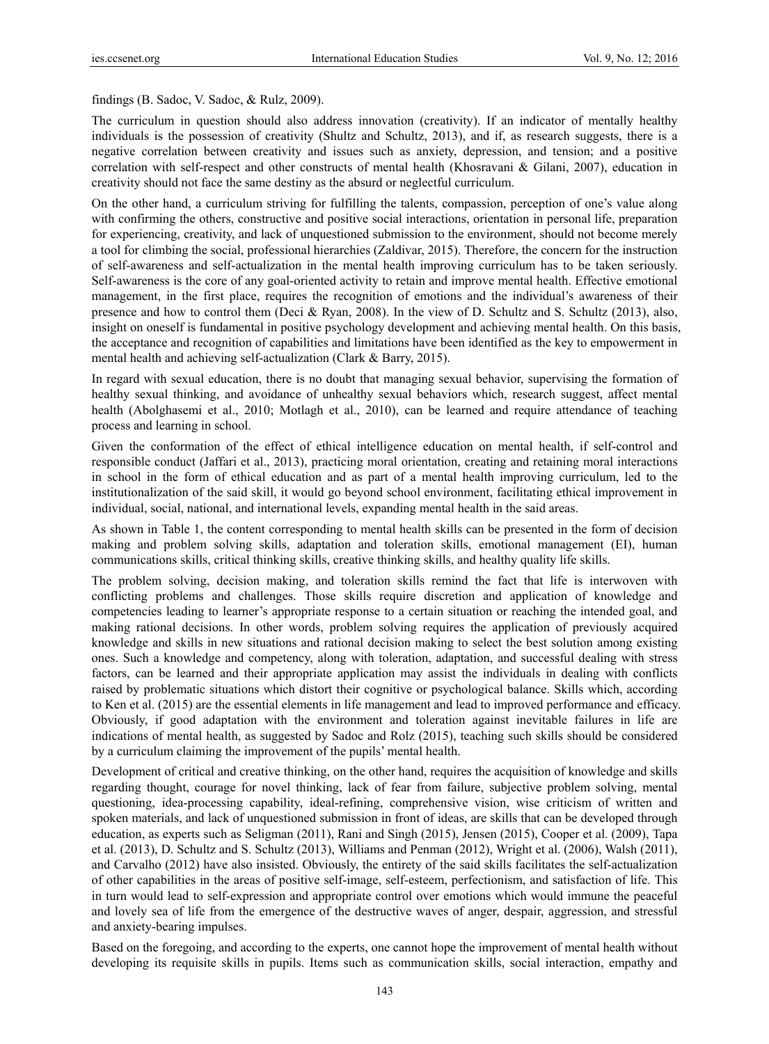findings (B. Sadoc, V. Sadoc, & Rulz, 2009).

The curriculum in question should also address innovation (creativity). If an indicator of mentally healthy individuals is the possession of creativity (Shultz and Schultz, 2013), and if, as research suggests, there is a negative correlation between creativity and issues such as anxiety, depression, and tension; and a positive correlation with self-respect and other constructs of mental health (Khosravani & Gilani, 2007), education in creativity should not face the same destiny as the absurd or neglectful curriculum.

On the other hand, a curriculum striving for fulfilling the talents, compassion, perception of one's value along with confirming the others, constructive and positive social interactions, orientation in personal life, preparation for experiencing, creativity, and lack of unquestioned submission to the environment, should not become merely a tool for climbing the social, professional hierarchies (Zaldivar, 2015). Therefore, the concern for the instruction of self-awareness and self-actualization in the mental health improving curriculum has to be taken seriously. Self-awareness is the core of any goal-oriented activity to retain and improve mental health. Effective emotional management, in the first place, requires the recognition of emotions and the individual's awareness of their presence and how to control them (Deci & Ryan, 2008). In the view of D. Schultz and S. Schultz (2013), also, insight on oneself is fundamental in positive psychology development and achieving mental health. On this basis, the acceptance and recognition of capabilities and limitations have been identified as the key to empowerment in mental health and achieving self-actualization (Clark & Barry, 2015).

In regard with sexual education, there is no doubt that managing sexual behavior, supervising the formation of healthy sexual thinking, and avoidance of unhealthy sexual behaviors which, research suggest, affect mental health (Abolghasemi et al., 2010; Motlagh et al., 2010), can be learned and require attendance of teaching process and learning in school.

Given the conformation of the effect of ethical intelligence education on mental health, if self-control and responsible conduct (Jaffari et al., 2013), practicing moral orientation, creating and retaining moral interactions in school in the form of ethical education and as part of a mental health improving curriculum, led to the institutionalization of the said skill, it would go beyond school environment, facilitating ethical improvement in individual, social, national, and international levels, expanding mental health in the said areas.

As shown in Table 1, the content corresponding to mental health skills can be presented in the form of decision making and problem solving skills, adaptation and toleration skills, emotional management (EI), human communications skills, critical thinking skills, creative thinking skills, and healthy quality life skills.

The problem solving, decision making, and toleration skills remind the fact that life is interwoven with conflicting problems and challenges. Those skills require discretion and application of knowledge and competencies leading to learner's appropriate response to a certain situation or reaching the intended goal, and making rational decisions. In other words, problem solving requires the application of previously acquired knowledge and skills in new situations and rational decision making to select the best solution among existing ones. Such a knowledge and competency, along with toleration, adaptation, and successful dealing with stress factors, can be learned and their appropriate application may assist the individuals in dealing with conflicts raised by problematic situations which distort their cognitive or psychological balance. Skills which, according to Ken et al. (2015) are the essential elements in life management and lead to improved performance and efficacy. Obviously, if good adaptation with the environment and toleration against inevitable failures in life are indications of mental health, as suggested by Sadoc and Rolz (2015), teaching such skills should be considered by a curriculum claiming the improvement of the pupils' mental health.

Development of critical and creative thinking, on the other hand, requires the acquisition of knowledge and skills regarding thought, courage for novel thinking, lack of fear from failure, subjective problem solving, mental questioning, idea-processing capability, ideal-refining, comprehensive vision, wise criticism of written and spoken materials, and lack of unquestioned submission in front of ideas, are skills that can be developed through education, as experts such as Seligman (2011), Rani and Singh (2015), Jensen (2015), Cooper et al. (2009), Tapa et al. (2013), D. Schultz and S. Schultz (2013), Williams and Penman (2012), Wright et al. (2006), Walsh (2011), and Carvalho (2012) have also insisted. Obviously, the entirety of the said skills facilitates the self-actualization of other capabilities in the areas of positive self-image, self-esteem, perfectionism, and satisfaction of life. This in turn would lead to self-expression and appropriate control over emotions which would immune the peaceful and lovely sea of life from the emergence of the destructive waves of anger, despair, aggression, and stressful and anxiety-bearing impulses.

Based on the foregoing, and according to the experts, one cannot hope the improvement of mental health without developing its requisite skills in pupils. Items such as communication skills, social interaction, empathy and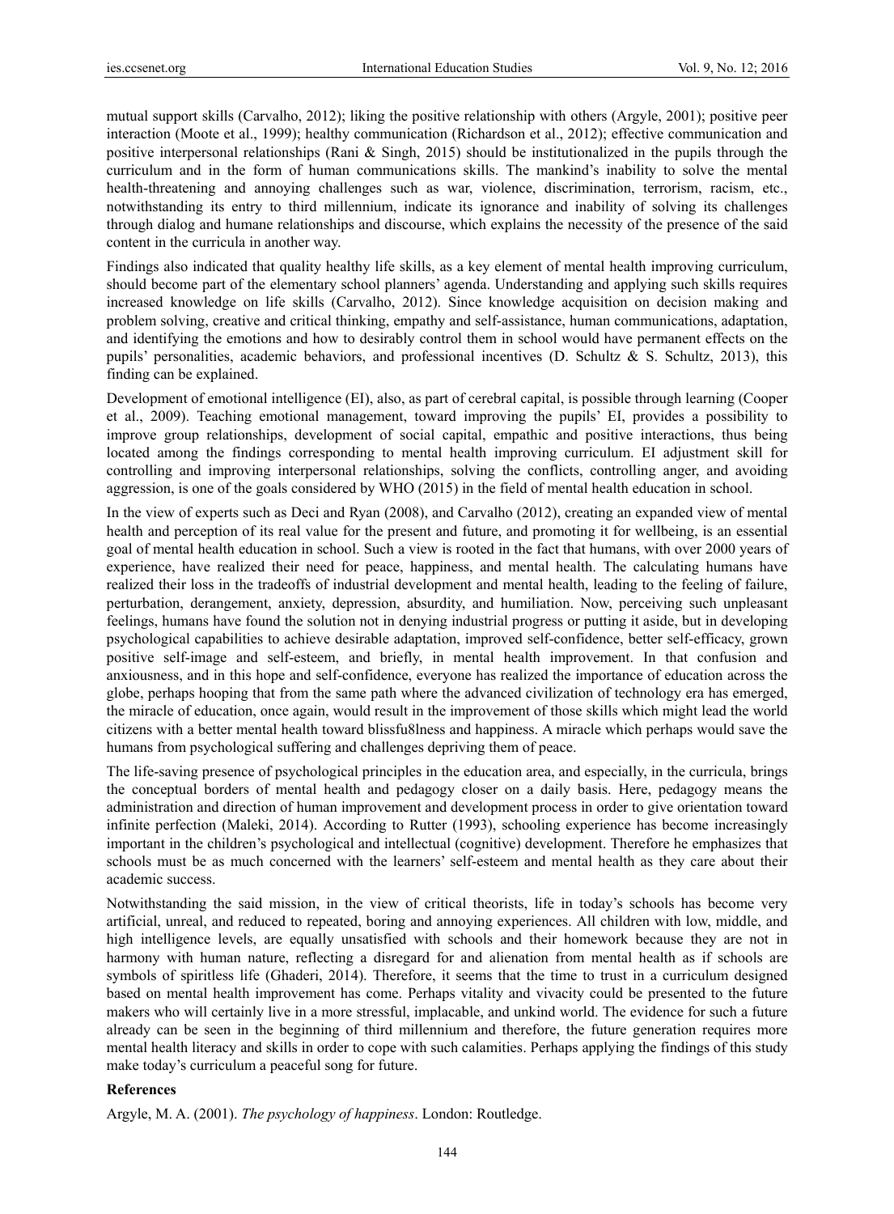mutual support skills (Carvalho, 2012); liking the positive relationship with others (Argyle, 2001); positive peer interaction (Moote et al., 1999); healthy communication (Richardson et al., 2012); effective communication and positive interpersonal relationships (Rani & Singh, 2015) should be institutionalized in the pupils through the curriculum and in the form of human communications skills. The mankind's inability to solve the mental health-threatening and annoying challenges such as war, violence, discrimination, terrorism, racism, etc., notwithstanding its entry to third millennium, indicate its ignorance and inability of solving its challenges through dialog and humane relationships and discourse, which explains the necessity of the presence of the said content in the curricula in another way.

Findings also indicated that quality healthy life skills, as a key element of mental health improving curriculum, should become part of the elementary school planners' agenda. Understanding and applying such skills requires increased knowledge on life skills (Carvalho, 2012). Since knowledge acquisition on decision making and problem solving, creative and critical thinking, empathy and self-assistance, human communications, adaptation, and identifying the emotions and how to desirably control them in school would have permanent effects on the pupils' personalities, academic behaviors, and professional incentives (D. Schultz & S. Schultz, 2013), this finding can be explained.

Development of emotional intelligence (EI), also, as part of cerebral capital, is possible through learning (Cooper et al., 2009). Teaching emotional management, toward improving the pupils' EI, provides a possibility to improve group relationships, development of social capital, empathic and positive interactions, thus being located among the findings corresponding to mental health improving curriculum. EI adjustment skill for controlling and improving interpersonal relationships, solving the conflicts, controlling anger, and avoiding aggression, is one of the goals considered by WHO (2015) in the field of mental health education in school.

In the view of experts such as Deci and Ryan (2008), and Carvalho (2012), creating an expanded view of mental health and perception of its real value for the present and future, and promoting it for wellbeing, is an essential goal of mental health education in school. Such a view is rooted in the fact that humans, with over 2000 years of experience, have realized their need for peace, happiness, and mental health. The calculating humans have realized their loss in the tradeoffs of industrial development and mental health, leading to the feeling of failure, perturbation, derangement, anxiety, depression, absurdity, and humiliation. Now, perceiving such unpleasant feelings, humans have found the solution not in denying industrial progress or putting it aside, but in developing psychological capabilities to achieve desirable adaptation, improved self-confidence, better self-efficacy, grown positive self-image and self-esteem, and briefly, in mental health improvement. In that confusion and anxiousness, and in this hope and self-confidence, everyone has realized the importance of education across the globe, perhaps hooping that from the same path where the advanced civilization of technology era has emerged, the miracle of education, once again, would result in the improvement of those skills which might lead the world citizens with a better mental health toward blissfu8lness and happiness. A miracle which perhaps would save the humans from psychological suffering and challenges depriving them of peace.

The life-saving presence of psychological principles in the education area, and especially, in the curricula, brings the conceptual borders of mental health and pedagogy closer on a daily basis. Here, pedagogy means the administration and direction of human improvement and development process in order to give orientation toward infinite perfection (Maleki, 2014). According to Rutter (1993), schooling experience has become increasingly important in the children's psychological and intellectual (cognitive) development. Therefore he emphasizes that schools must be as much concerned with the learners' self-esteem and mental health as they care about their academic success.

Notwithstanding the said mission, in the view of critical theorists, life in today's schools has become very artificial, unreal, and reduced to repeated, boring and annoying experiences. All children with low, middle, and high intelligence levels, are equally unsatisfied with schools and their homework because they are not in harmony with human nature, reflecting a disregard for and alienation from mental health as if schools are symbols of spiritless life (Ghaderi, 2014). Therefore, it seems that the time to trust in a curriculum designed based on mental health improvement has come. Perhaps vitality and vivacity could be presented to the future makers who will certainly live in a more stressful, implacable, and unkind world. The evidence for such a future already can be seen in the beginning of third millennium and therefore, the future generation requires more mental health literacy and skills in order to cope with such calamities. Perhaps applying the findings of this study make today's curriculum a peaceful song for future.

## References

Argyle, M. A. (2001). *The psychology of happiness*. London: Routledge.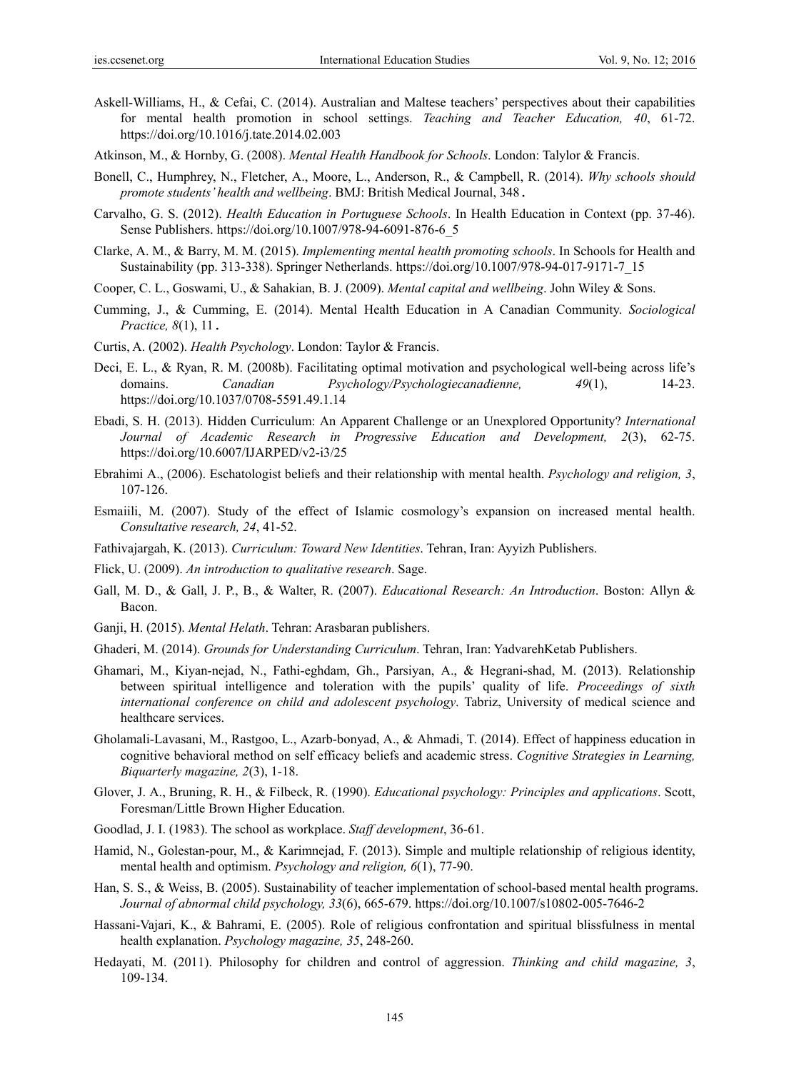Askell-Williams, H., & Cefai, C. (2014). Australian and Maltese teachers' perspectives about their capabilities for mental health promotion in school settings. *Teaching and Teacher Education, 40*, 61-72. https://doi.org/10.1016/j.tate.2014.02.003

Atkinson, M., & Hornby, G. (2008). *Mental Health Handbook for Schools*. London: Talylor & Francis.

Bonell, C., Humphrey, N., Fletcher, A., Moore, L., Anderson, R., & Campbell, R. (2014). *Why schools should promote students' health and wellbeing*. BMJ: British Medical Journal, 348 .

Carvalho, G. S. (2012). *Health Education in Portuguese Schools*. In Health Education in Context (pp. 37-46). Sense Publishers. https://doi.org/10.1007/978-94-6091-876-6_5

Clarke, A. M., & Barry, M. M. (2015). *Implementing mental health promoting schools*. In Schools for Health and Sustainability (pp. 313-338). Springer Netherlands. https://doi.org/10.1007/978-94-017-9171-7_15

Cooper, C. L., Goswami, U., & Sahakian, B. J. (2009). *Mental capital and wellbeing*. John Wiley & Sons.

Cumming, J., & Cumming, E. (2014). Mental Health Education in A Canadian Community. *Sociological Practice, 8*(1), 11 .

Curtis, A. (2002). *Health Psychology*. London: Taylor & Francis.

Deci, E. L., & Ryan, R. M. (2008b). Facilitating optimal motivation and psychological well-being across life's domains. *Canadian Psychology/Psychologiecanadienne, 49*(1), 14-23. https://doi.org/10.1037/0708-5591.49.1.14

Ebadi, S. H. (2013). Hidden Curriculum: An Apparent Challenge or an Unexplored Opportunity? *International Journal of Academic Research in Progressive Education and Development, 2*(3), 62-75. https://doi.org/10.6007/IJARPED/v2-i3/25

Ebrahimi A., (2006). Eschatologist beliefs and their relationship with mental health. *Psychology and religion, 3*, 107-126.

Esmaiili, M. (2007). Study of the effect of Islamic cosmology's expansion on increased mental health. *Consultative research, 24*, 41-52.

Fathivajargah, K. (2013). *Curriculum: Toward New Identities*. Tehran, Iran: Ayyizh Publishers.

Flick, U. (2009). *An introduction to qualitative research*. Sage.

Gall, M. D., & Gall, J. P., B., & Walter, R. (2007). *Educational Research: An Introduction*. Boston: Allyn & Bacon.

Ganji, H. (2015). *Mental Helath*. Tehran: Arasbaran publishers.

Ghaderi, M. (2014). *Grounds for Understanding Curriculum*. Tehran, Iran: YadvarehKetab Publishers.

Ghamari, M., Kiyan-nejad, N., Fathi-eghdam, Gh., Parsiyan, A., & Hegrani-shad, M. (2013). Relationship between spiritual intelligence and toleration with the pupils' quality of life. *Proceedings of sixth international conference on child and adolescent psychology*. Tabriz, University of medical science and healthcare services.

Gholamali-Lavasani, M., Rastgoo, L., Azarb-bonyad, A., & Ahmadi, T. (2014). Effect of happiness education in cognitive behavioral method on self efficacy beliefs and academic stress. *Cognitive Strategies in Learning, Biquarterly magazine, 2*(3), 1-18.

Glover, J. A., Bruning, R. H., & Filbeck, R. (1990). *Educational psychology: Principles and applications*. Scott, Foresman/Little Brown Higher Education.

Goodlad, J. I. (1983). The school as workplace. *Staff development*, 36-61.

Hamid, N., Golestan-pour, M., & Karimnejad, F. (2013). Simple and multiple relationship of religious identity, mental health and optimism. *Psychology and religion, 6*(1), 77-90.

Han, S. S., & Weiss, B. (2005). Sustainability of teacher implementation of school-based mental health programs. *Journal of abnormal child psychology, 33*(6), 665-679. https://doi.org/10.1007/s10802-005-7646-2

Hassani-Vajari, K., & Bahrami, E. (2005). Role of religious confrontation and spiritual blissfulness in mental health explanation. *Psychology magazine, 35*, 248-260.

Hedayati, M. (2011). Philosophy for children and control of aggression. *Thinking and child magazine, 3*, 109-134.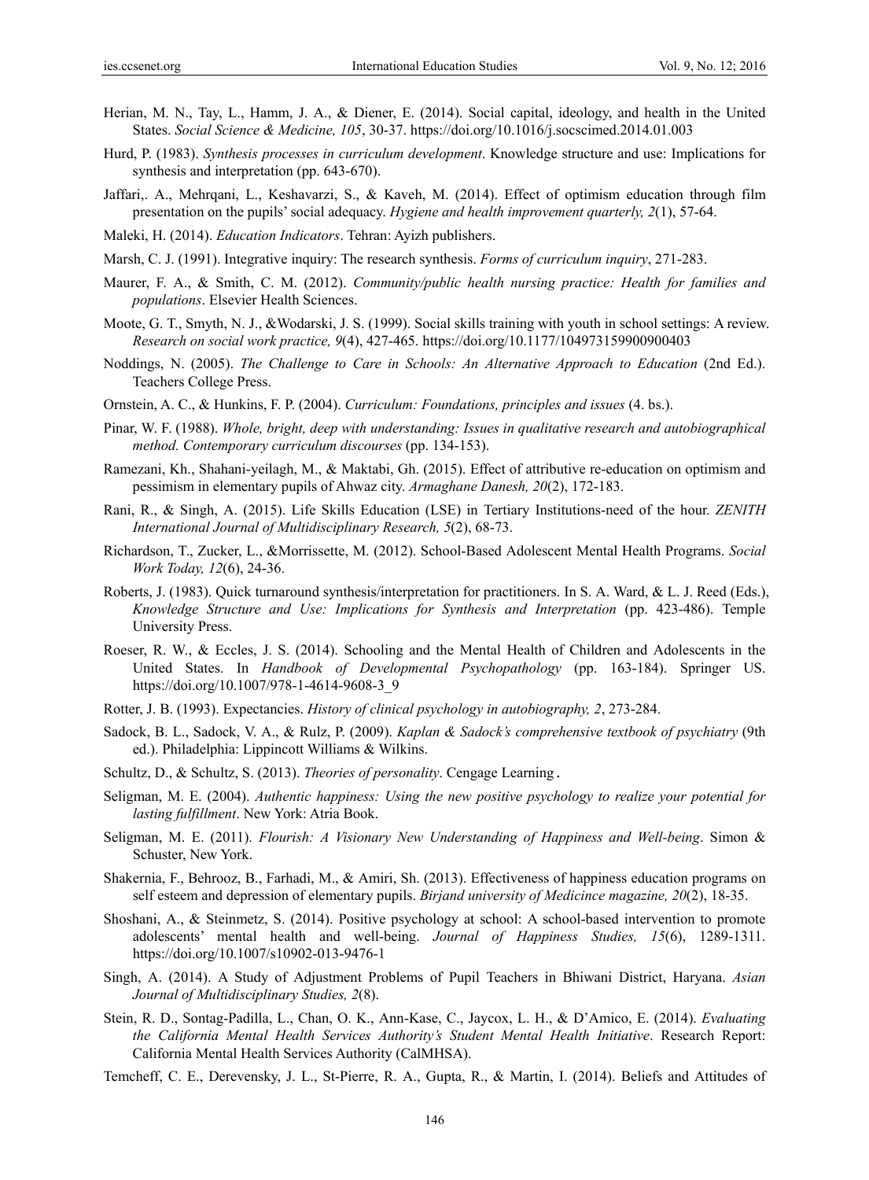Herian, M. N., Tay, L., Hamm, J. A., & Diener, E. (2014). Social capital, ideology, and health in the United States. *Social Science & Medicine, 105*, 30-37. https://doi.org/10.1016/j.socscimed.2014.01.003

Hurd, P. (1983). *Synthesis processes in curriculum development*. Knowledge structure and use: Implications for synthesis and interpretation (pp. 643-670).

Jaffari,. A., Mehrqani, L., Keshavarzi, S., & Kaveh, M. (2014). Effect of optimism education through film presentation on the pupils' social adequacy. *Hygiene and health improvement quarterly, 2*(1), 57-64.

Maleki, H. (2014). *Education Indicators*. Tehran: Ayizh publishers.

Marsh, C. J. (1991). Integrative inquiry: The research synthesis. *Forms of curriculum inquiry*, 271-283.

Maurer, F. A., & Smith, C. M. (2012). *Community/public health nursing practice: Health for families and populations*. Elsevier Health Sciences.

Moote, G. T., Smyth, N. J., &Wodarski, J. S. (1999). Social skills training with youth in school settings: A review. *Research on social work practice, 9*(4), 427-465. https://doi.org/10.1177/104973159900900403

Noddings, N. (2005). *The Challenge to Care in Schools: An Alternative Approach to Education* (2nd Ed.). Teachers College Press.

Ornstein, A. C., & Hunkins, F. P. (2004). *Curriculum: Foundations, principles and issues* (4. bs.).

Pinar, W. F. (1988). *Whole, bright, deep with understanding: Issues in qualitative research and autobiographical method. Contemporary curriculum discourses* (pp. 134-153).

Ramezani, Kh., Shahani-yeilagh, M., & Maktabi, Gh. (2015). Effect of attributive re-education on optimism and pessimism in elementary pupils of Ahwaz city. *Armaghane Danesh, 20*(2), 172-183.

Rani, R., & Singh, A. (2015). Life Skills Education (LSE) in Tertiary Institutions-need of the hour. *ZENITH International Journal of Multidisciplinary Research, 5*(2), 68-73.

Richardson, T., Zucker, L., &Morrissette, M. (2012). School-Based Adolescent Mental Health Programs. *Social Work Today, 12*(6), 24-36.

Roberts, J. (1983). Quick turnaround synthesis/interpretation for practitioners. In S. A. Ward, & L. J. Reed (Eds.), *Knowledge Structure and Use: Implications for Synthesis and Interpretation* (pp. 423-486). Temple University Press.

Roeser, R. W., & Eccles, J. S. (2014). Schooling and the Mental Health of Children and Adolescents in the United States. In *Handbook of Developmental Psychopathology* (pp. 163-184). Springer US. https://doi.org/10.1007/978-1-4614-9608-3_9

Rotter, J. B. (1993). Expectancies. *History of clinical psychology in autobiography, 2*, 273-284.

Sadock, B. L., Sadock, V. A., & Rulz, P. (2009). *Kaplan & Sadock's comprehensive textbook of psychiatry* (9th ed.). Philadelphia: Lippincott Williams & Wilkins.

Schultz, D., & Schultz, S. (2013). *Theories of personality*. Cengage Learning.

Seligman, M. E. (2004). *Authentic happiness: Using the new positive psychology to realize your potential for lasting fulfillment*. New York: Atria Book.

Seligman, M. E. (2011). *Flourish: A Visionary New Understanding of Happiness and Well-being*. Simon & Schuster, New York.

Shakernia, F., Behrooz, B., Farhadi, M., & Amiri, Sh. (2013). Effectiveness of happiness education programs on self esteem and depression of elementary pupils. *Birjand university of Medicince magazine, 20*(2), 18-35.

Shoshani, A., & Steinmetz, S. (2014). Positive psychology at school: A school-based intervention to promote adolescents' mental health and well-being. *Journal of Happiness Studies, 15*(6), 1289-1311. https://doi.org/10.1007/s10902-013-9476-1

Singh, A. (2014). A Study of Adjustment Problems of Pupil Teachers in Bhiwani District, Haryana. *Asian Journal of Multidisciplinary Studies, 2*(8).

Stein, R. D., Sontag-Padilla, L., Chan, O. K., Ann-Kase, C., Jaycox, L. H., & D'Amico, E. (2014). *Evaluating the California Mental Health Services Authority's Student Mental Health Initiative*. Research Report: California Mental Health Services Authority (CalMHSA).

Temcheff, C. E., Derevensky, J. L., St-Pierre, R. A., Gupta, R., & Martin, I. (2014). Beliefs and Attitudes of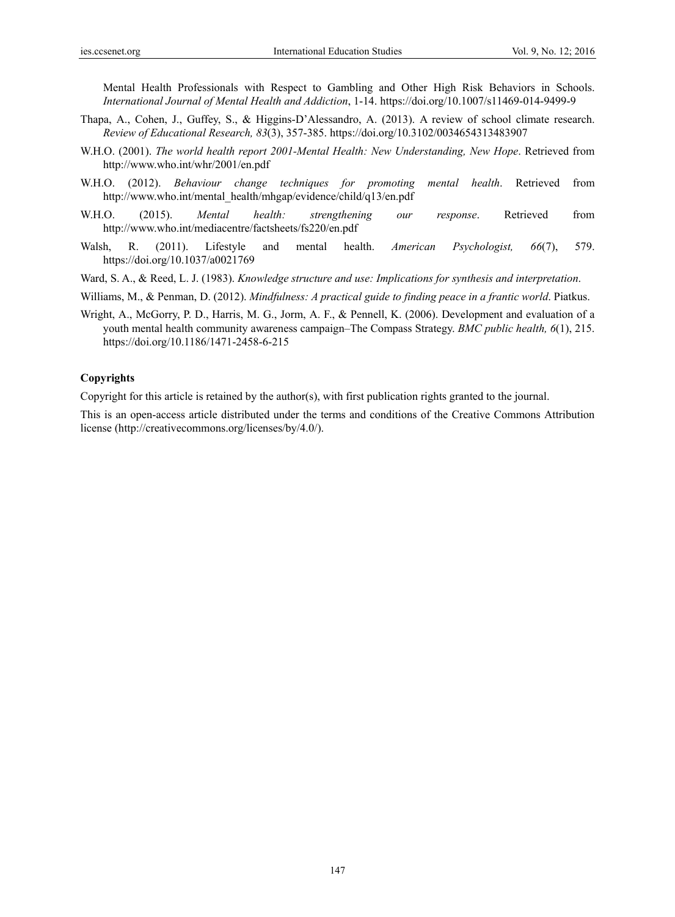Mental Health Professionals with Respect to Gambling and Other High Risk Behaviors in Schools. *International Journal of Mental Health and Addiction*, 1-14. https://doi.org/10.1007/s11469-014-9499-9

Thapa, A., Cohen, J., Guffey, S., & Higgins-D'Alessandro, A. (2013). A review of school climate research. *Review of Educational Research, 83*(3), 357-385. https://doi.org/10.3102/0034654313483907

W.H.O. (2001). *The world health report 2001-Mental Health: New Understanding, New Hope*. Retrieved from http://www.who.int/whr/2001/en.pdf

W.H.O. (2012). *Behaviour change techniques for promoting mental health*. Retrieved from http://www.who.int/mental_health/mhgap/evidence/child/q13/en.pdf

W.H.O. (2015). *Mental health: strengthening our response*. Retrieved from http://www.who.int/mediacentre/factsheets/fs220/en.pdf

Walsh, R. (2011). Lifestyle and mental health. *American Psychologist, 66*(7), 579. https://doi.org/10.1037/a0021769

Ward, S. A., & Reed, L. J. (1983). *Knowledge structure and use: Implications for synthesis and interpretation*.

Williams, M., & Penman, D. (2012). *Mindfulness: A practical guide to finding peace in a frantic world*. Piatkus.

Wright, A., McGorry, P. D., Harris, M. G., Jorm, A. F., & Pennell, K. (2006). Development and evaluation of a youth mental health community awareness campaign–The Compass Strategy. *BMC public health, 6*(1), 215. https://doi.org/10.1186/1471-2458-6-215

**Copyrights**

Copyright for this article is retained by the author(s), with first publication rights granted to the journal.

This is an open-access article distributed under the terms and conditions of the Creative Commons Attribution license (http://creativecommons.org/licenses/by/4.0/).